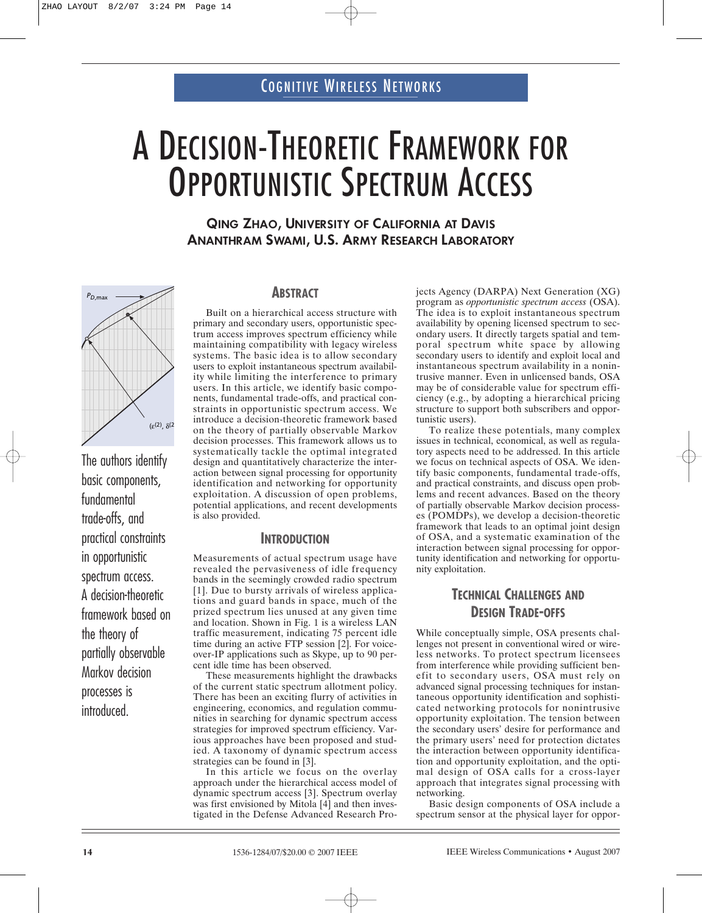COGNITIVE WIRELESS NETWORKS

# A DECISION-THEORETIC FRAMEWORK FOR OPPORTUNISTIC SPECTRUM ACCESS

**QING ZHAO, UNIVERSITY OF CALIFORNIA AT DAVIS**
**ANANTHRAM SWAMI, U.S. ARMY RESEARCH LABORATORY**

$P_{D,\max}$

$(\epsilon^{(2)}, \delta^{(2)}$

The authors identify basic components, fundamental trade-offs, and practical constraints in opportunistic spectrum access. A decision-theoretic framework based on the theory of partially observable Markov decision processes is introduced.

## ABSTRACT

Built on a hierarchical access structure with primary and secondary users, opportunistic spectrum access improves spectrum efficiency while maintaining compatibility with legacy wireless systems. The basic idea is to allow secondary users to exploit instantaneous spectrum availability while limiting the interference to primary users. In this article, we identify basic components, fundamental trade-offs, and practical constraints in opportunistic spectrum access. We introduce a decision-theoretic framework based on the theory of partially observable Markov decision processes. This framework allows us to systematically tackle the optimal integrated design and quantitatively characterize the interaction between signal processing for opportunity identification and networking for opportunity exploitation. A discussion of open problems, potential applications, and recent developments is also provided.

## INTRODUCTION

Measurements of actual spectrum usage have revealed the pervasiveness of idle frequency bands in the seemingly crowded radio spectrum [1]. Due to bursty arrivals of wireless applications and guard bands in space, much of the prized spectrum lies unused at any given time and location. Shown in Fig. 1 is a wireless LAN traffic measurement, indicating 75 percent idle time during an active FTP session [2]. For voice-over-IP applications such as Skype, up to 90 percent idle time has been observed.

These measurements highlight the drawbacks of the current static spectrum allotment policy. There has been an exciting flurry of activities in engineering, economics, and regulation communities in searching for dynamic spectrum access strategies for improved spectrum efficiency. Various approaches have been proposed and studied. A taxonomy of dynamic spectrum access strategies can be found in [3].

In this article we focus on the overlay approach under the hierarchical access model of dynamic spectrum access [3]. Spectrum overlay was first envisioned by Mitola [4] and then investigated in the Defense Advanced Research Projects Agency (DARPA) Next Generation (XG) program as *opportunistic spectrum access* (OSA). The idea is to exploit instantaneous spectrum availability by opening licensed spectrum to secondary users. It directly targets spatial and temporal spectrum white space by allowing secondary users to identify and exploit local and instantaneous spectrum availability in a nonintrusive manner. Even in unlicensed bands, OSA may be of considerable value for spectrum efficiency (e.g., by adopting a hierarchical pricing structure to support both subscribers and opportunistic users).

To realize these potentials, many complex issues in technical, economical, as well as regulatory aspects need to be addressed. In this article we focus on technical aspects of OSA. We identify basic components, fundamental trade-offs, and practical constraints, and discuss open problems and recent advances. Based on the theory of partially observable Markov decision processes (POMDPs), we develop a decision-theoretic framework that leads to an optimal joint design of OSA, and a systematic examination of the interaction between signal processing for opportunity identification and networking for opportunity exploitation.

## TECHNICAL CHALLENGES AND DESIGN TRADE-OFFS

While conceptually simple, OSA presents challenges not present in conventional wired or wireless networks. To protect spectrum licensees from interference while providing sufficient benefit to secondary users, OSA must rely on advanced signal processing techniques for instantaneous opportunity identification and sophisticated networking protocols for nonintrusive opportunity exploitation. The tension between the secondary users' desire for performance and the primary users' need for protection dictates the interaction between opportunity identification and opportunity exploitation, and the optimal design of OSA calls for a cross-layer approach that integrates signal processing with networking.

Basic design components of OSA include a spectrum sensor at the physical layer for oppor-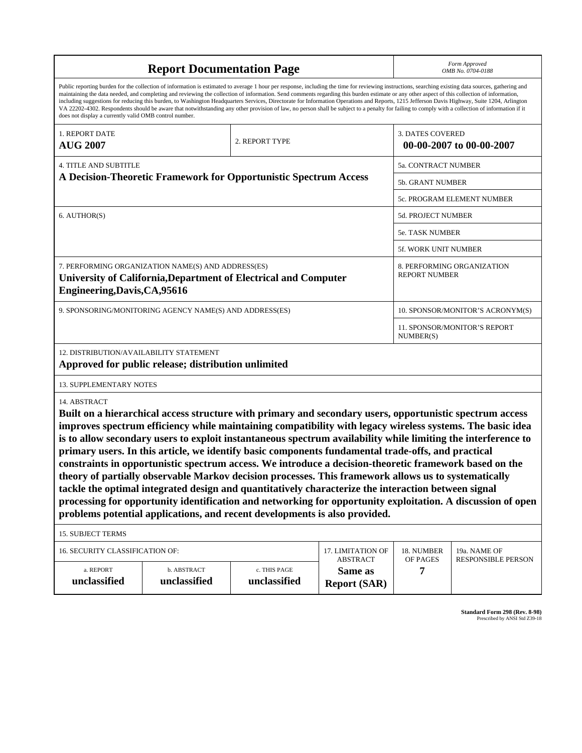# Report Documentation Page

*Form Approved*
*OMB No. 0704-0188*

Public reporting burden for the collection of information is estimated to average 1 hour per response, including the time for reviewing instructions, searching existing data sources, gathering and maintaining the data needed, and completing and reviewing the collection of information. Send comments regarding this burden estimate or any other aspect of this collection of information, including suggestions for reducing this burden, to Washington Headquarters Services, Directorate for Information Operations and Reports, 1215 Jefferson Davis Highway, Suite 1204, Arlington VA 22202-4302. Respondents should be aware that notwithstanding any other provision of law, no person shall be subject to a penalty for failing to comply with a collection of information if it does not display a currently valid OMB control number.

| 1. REPORT DATE | 2. REPORT TYPE | 3. DATES COVERED |
|---|---|---|
| **AUG 2007** | | **00-00-2007 to 00-00-2007** |

| 4. TITLE AND SUBTITLE | |
|---|---|
| **A Decision-Theoretic Framework for Opportunistic Spectrum Access** | 5a. CONTRACT NUMBER |
| | 5b. GRANT NUMBER |
| | 5c. PROGRAM ELEMENT NUMBER |
| 6. AUTHOR(S) | 5d. PROJECT NUMBER |
| | 5e. TASK NUMBER |
| | 5f. WORK UNIT NUMBER |
| 7. PERFORMING ORGANIZATION NAME(S) AND ADDRESS(ES) **University of California,Department of Electrical and Computer Engineering,Davis,CA,95616** | 8. PERFORMING ORGANIZATION REPORT NUMBER |
| 9. SPONSORING/MONITORING AGENCY NAME(S) AND ADDRESS(ES) | 10. SPONSOR/MONITOR'S ACRONYM(S) |
| | 11. SPONSOR/MONITOR'S REPORT NUMBER(S) |

12. DISTRIBUTION/AVAILABILITY STATEMENT

**Approved for public release; distribution unlimited**

13. SUPPLEMENTARY NOTES

14. ABSTRACT

**Built on a hierarchical access structure with primary and secondary users, opportunistic spectrum access improves spectrum efficiency while maintaining compatibility with legacy wireless systems. The basic idea is to allow secondary users to exploit instantaneous spectrum availability while limiting the interference to primary users. In this article, we identify basic components fundamental trade-offs, and practical constraints in opportunistic spectrum access. We introduce a decision-theoretic framework based on the theory of partially observable Markov decision processes. This framework allows us to systematically tackle the optimal integrated design and quantitatively characterize the interaction between signal processing for opportunity identification and networking for opportunity exploitation. A discussion of open problems potential applications, and recent developments is also provided.**

15. SUBJECT TERMS

| 16. SECURITY CLASSIFICATION OF: | | | 17. LIMITATION OF ABSTRACT | 18. NUMBER OF PAGES | 19a. NAME OF RESPONSIBLE PERSON |
|---|---|---|---|---|---|
| a. REPORT | b. ABSTRACT | c. THIS PAGE | | | |
| **unclassified** | **unclassified** | **unclassified** | **Same as Report (SAR)** | **7** | |

**Standard Form 298 (Rev. 8-98)**
Prescribed by ANSI Std Z39-18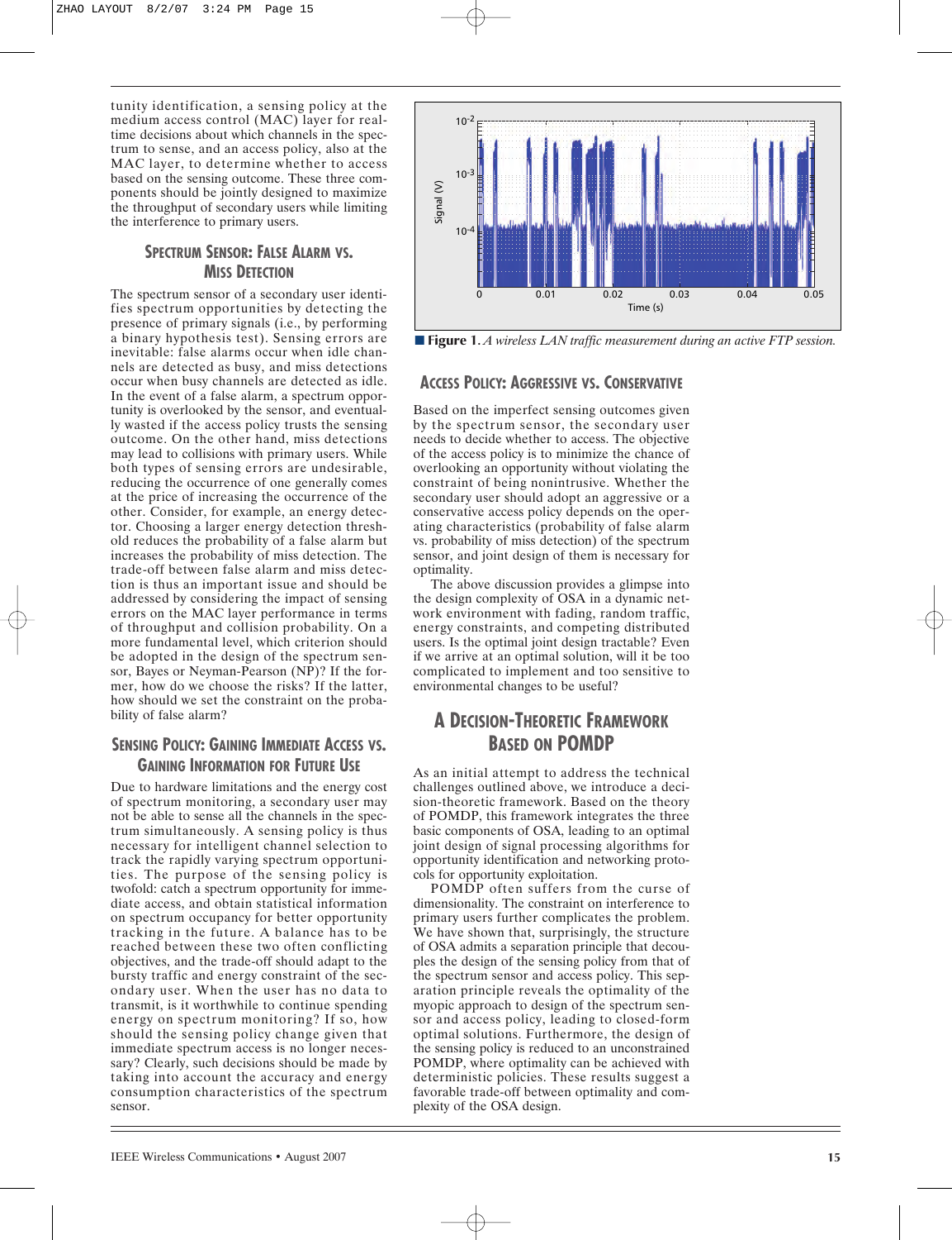tunity identification, a sensing policy at the medium access control (MAC) layer for real-time decisions about which channels in the spectrum to sense, and an access policy, also at the MAC layer, to determine whether to access based on the sensing outcome. These three components should be jointly designed to maximize the throughput of secondary users while limiting the interference to primary users.

### Spectrum Sensor: False Alarm vs. Miss Detection

The spectrum sensor of a secondary user identifies spectrum opportunities by detecting the presence of primary signals (i.e., by performing a binary hypothesis test). Sensing errors are inevitable: false alarms occur when idle channels are detected as busy, and miss detections occur when busy channels are detected as idle. In the event of a false alarm, a spectrum opportunity is overlooked by the sensor, and eventually wasted if the access policy trusts the sensing outcome. On the other hand, miss detections may lead to collisions with primary users. While both types of sensing errors are undesirable, reducing the occurrence of one generally comes at the price of increasing the occurrence of the other. Consider, for example, an energy detector. Choosing a larger energy detection threshold reduces the probability of a false alarm but increases the probability of miss detection. The trade-off between false alarm and miss detection is thus an important issue and should be addressed by considering the impact of sensing errors on the MAC layer performance in terms of throughput and collision probability. On a more fundamental level, which criterion should be adopted in the design of the spectrum sensor, Bayes or Neyman-Pearson (NP)? If the former, how do we choose the risks? If the latter, how should we set the constraint on the probability of false alarm?

### Sensing Policy: Gaining Immediate Access vs. Gaining Information for Future Use

Due to hardware limitations and the energy cost of spectrum monitoring, a secondary user may not be able to sense all the channels in the spectrum simultaneously. A sensing policy is thus necessary for intelligent channel selection to track the rapidly varying spectrum opportunities. The purpose of the sensing policy is twofold: catch a spectrum opportunity for immediate access, and obtain statistical information on spectrum occupancy for better opportunity tracking in the future. A balance has to be reached between these two often conflicting objectives, and the trade-off should adapt to the bursty traffic and energy constraint of the secondary user. When the user has no data to transmit, is it worthwhile to continue spending energy on spectrum monitoring? If so, how should the sensing policy change given that immediate spectrum access is no longer necessary? Clearly, such decisions should be made by taking into account the accuracy and energy consumption characteristics of the spectrum sensor.

**Figure 1.** *A wireless LAN traffic measurement during an active FTP session.*

### Access Policy: Aggressive vs. Conservative

Based on the imperfect sensing outcomes given by the spectrum sensor, the secondary user needs to decide whether to access. The objective of the access policy is to minimize the chance of overlooking an opportunity without violating the constraint of being nonintrusive. Whether the secondary user should adopt an aggressive or a conservative access policy depends on the operating characteristics (probability of false alarm vs. probability of miss detection) of the spectrum sensor, and joint design of them is necessary for optimality.

The above discussion provides a glimpse into the design complexity of OSA in a dynamic network environment with fading, random traffic, energy constraints, and competing distributed users. Is the optimal joint design tractable? Even if we arrive at an optimal solution, will it be too complicated to implement and too sensitive to environmental changes to be useful?

## A Decision-Theoretic Framework Based on POMDP

As an initial attempt to address the technical challenges outlined above, we introduce a decision-theoretic framework. Based on the theory of POMDP, this framework integrates the three basic components of OSA, leading to an optimal joint design of signal processing algorithms for opportunity identification and networking protocols for opportunity exploitation.

POMDP often suffers from the curse of dimensionality. The constraint on interference to primary users further complicates the problem. We have shown that, surprisingly, the structure of OSA admits a separation principle that decouples the design of the sensing policy from that of the spectrum sensor and access policy. This separation principle reveals the optimality of the myopic approach to design of the spectrum sensor and access policy, leading to closed-form optimal solutions. Furthermore, the design of the sensing policy is reduced to an unconstrained POMDP, where optimality can be achieved with deterministic policies. These results suggest a favorable trade-off between optimality and complexity of the OSA design.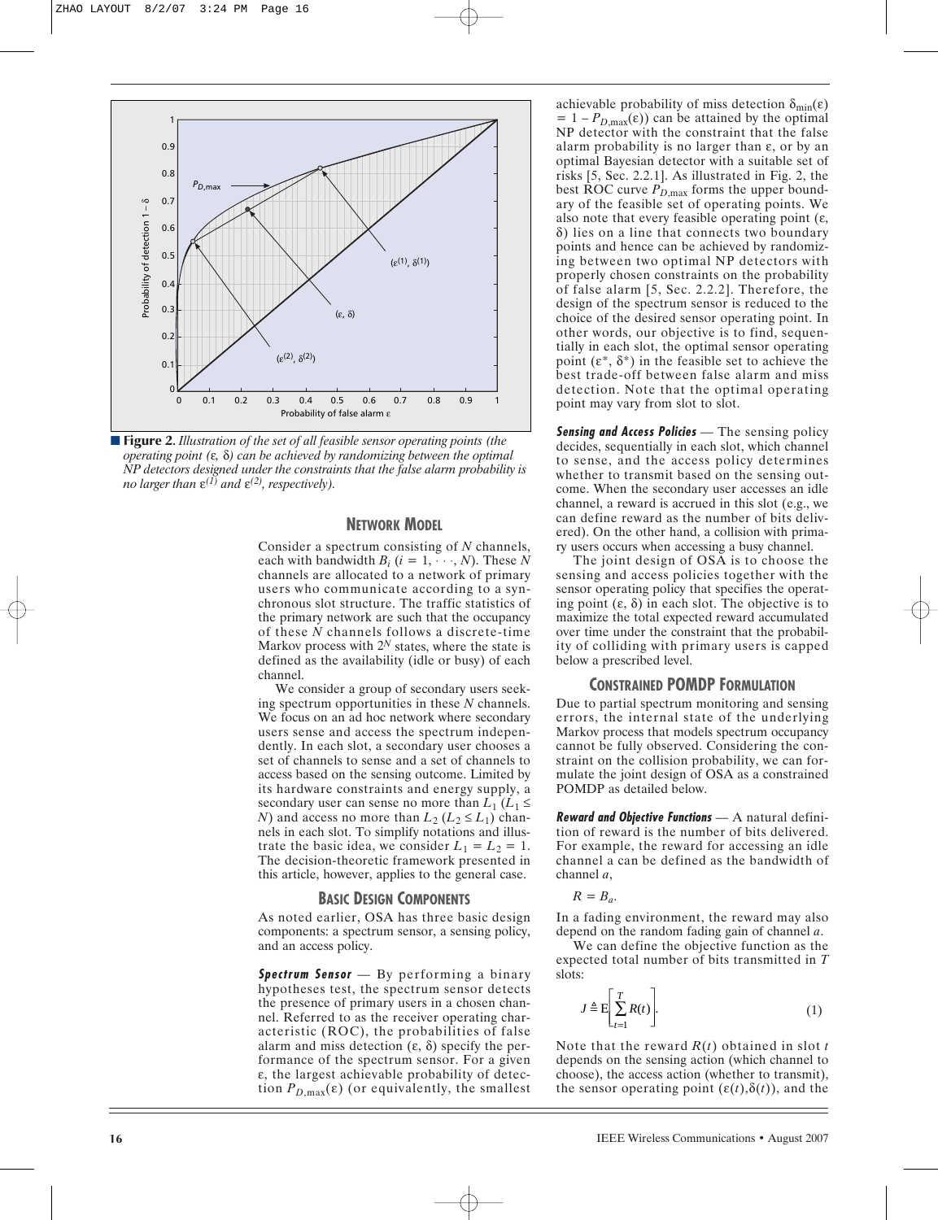**Figure 2.** *Illustration of the set of all feasible sensor operating points (the operating point* $(\epsilon, \delta)$ *can be achieved by randomizing between the optimal NP detectors designed under the constraints that the false alarm probability is no larger than* $\epsilon^{(1)}$ *and* $\epsilon^{(2)}$*, respectively).*

## NETWORK MODEL

Consider a spectrum consisting of $N$ channels, each with bandwidth $B_i$ ($i = 1, \cdots, N$). These $N$ channels are allocated to a network of primary users who communicate according to a synchronous slot structure. The traffic statistics of the primary network are such that the occupancy of these $N$ channels follows a discrete-time Markov process with $2^N$ states, where the state is defined as the availability (idle or busy) of each channel.

We consider a group of secondary users seeking spectrum opportunities in these $N$ channels. We focus on an ad hoc network where secondary users sense and access the spectrum independently. In each slot, a secondary user chooses a set of channels to sense and a set of channels to access based on the sensing outcome. Limited by its hardware constraints and energy supply, a secondary user can sense no more than $L_1$ ($L_1 \leq N$) and access no more than $L_2$ ($L_2 \leq L_1$) channels in each slot. To simplify notations and illustrate the basic idea, we consider $L_1 = L_2 = 1$. The decision-theoretic framework presented in this article, however, applies to the general case.

## BASIC DESIGN COMPONENTS

As noted earlier, OSA has three basic design components: a spectrum sensor, a sensing policy, and an access policy.

***Spectrum Sensor*** — By performing a binary hypotheses test, the spectrum sensor detects the presence of primary users in a chosen channel. Referred to as the receiver operating characteristic (ROC), the probabilities of false alarm and miss detection $(\epsilon, \delta)$ specify the performance of the spectrum sensor. For a given $\epsilon$, the largest achievable probability of detection $P_{D,\max}(\epsilon)$ (or equivalently, the smallest achievable probability of miss detection $\delta_{\min}(\epsilon) = 1 - P_{D,\max}(\epsilon)$) can be attained by the optimal NP detector with the constraint that the false alarm probability is no larger than $\epsilon$, or by an optimal Bayesian detector with a suitable set of risks [5, Sec. 2.2.1]. As illustrated in Fig. 2, the best ROC curve $P_{D,\max}$ forms the upper boundary of the feasible set of operating points. We also note that every feasible operating point $(\epsilon, \delta)$ lies on a line that connects two boundary points and hence can be achieved by randomizing between two optimal NP detectors with properly chosen constraints on the probability of false alarm [5, Sec. 2.2.2]. Therefore, the design of the spectrum sensor is reduced to the choice of the desired sensor operating point. In other words, our objective is to find, sequentially in each slot, the optimal sensor operating point $(\epsilon^*, \delta^*)$ in the feasible set to achieve the best trade-off between false alarm and miss detection. Note that the optimal operating point may vary from slot to slot.

***Sensing and Access Policies*** — The sensing policy decides, sequentially in each slot, which channel to sense, and the access policy determines whether to transmit based on the sensing outcome. When the secondary user accesses an idle channel, a reward is accrued in this slot (e.g., we can define reward as the number of bits delivered). On the other hand, a collision with primary users occurs when accessing a busy channel.

The joint design of OSA is to choose the sensing and access policies together with the sensor operating policy that specifies the operating point $(\epsilon, \delta)$ in each slot. The objective is to maximize the total expected reward accumulated over time under the constraint that the probability of colliding with primary users is capped below a prescribed level.

## CONSTRAINED POMDP FORMULATION

Due to partial spectrum monitoring and sensing errors, the internal state of the underlying Markov process that models spectrum occupancy cannot be fully observed. Considering the constraint on the collision probability, we can formulate the joint design of OSA as a constrained POMDP as detailed below.

***Reward and Objective Functions*** — A natural definition of reward is the number of bits delivered. For example, the reward for accessing an idle channel a can be defined as the bandwidth of channel $a$,

$$R = B_a.$$

In a fading environment, the reward may also depend on the random fading gain of channel $a$.

We can define the objective function as the expected total number of bits transmitted in $T$ slots:

$$J \triangleq \mathrm{E}\left[\sum_{t=1}^{T} R(t)\right]. \qquad (1)$$

Note that the reward $R(t)$ obtained in slot $t$ depends on the sensing action (which channel to choose), the access action (whether to transmit), the sensor operating point $(\epsilon(t), \delta(t))$, and the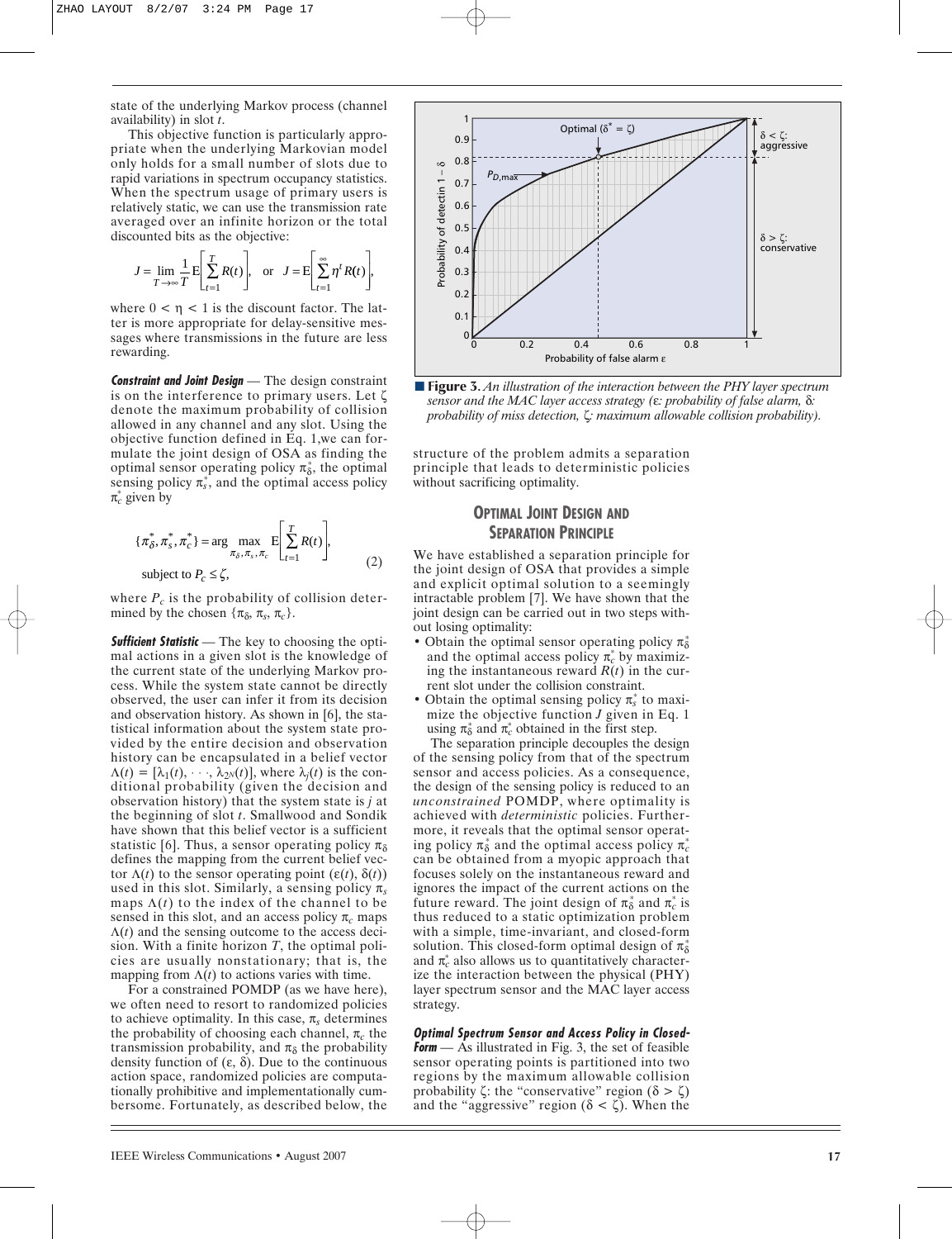state of the underlying Markov process (channel availability) in slot $t$.

This objective function is particularly appropriate when the underlying Markovian model only holds for a small number of slots due to rapid variations in spectrum occupancy statistics. When the spectrum usage of primary users is relatively static, we can use the transmission rate averaged over an infinite horizon or the total discounted bits as the objective:

$$J = \lim_{T \to \infty} \frac{1}{T} \mathrm{E}\left[\sum_{t=1}^{T} R(t)\right], \quad \text{or} \quad J = \mathrm{E}\left[\sum_{t=1}^{\infty} \eta^t R(t)\right],$$

where $0 < \eta < 1$ is the discount factor. The latter is more appropriate for delay-sensitive messages where transmissions in the future are less rewarding.

***Constraint and Joint Design*** — The design constraint is on the interference to primary users. Let $\zeta$ denote the maximum probability of collision allowed in any channel and any slot. Using the objective function defined in Eq. 1,we can formulate the joint design of OSA as finding the optimal sensor operating policy $\pi_\delta^*$, the optimal sensing policy $\pi_s^*$, and the optimal access policy $\pi_c^*$ given by

$$\{\pi_\delta^*, \pi_s^*, \pi_c^*\} = \arg \max_{\pi_\delta, \pi_s, \pi_c} \mathrm{E}\left[\sum_{t=1}^{T} R(t)\right], \quad \text{subject to } P_c \leq \zeta, \tag{2}$$

where $P_c$ is the probability of collision determined by the chosen $\{\pi_\delta, \pi_s, \pi_c\}$.

***Sufficient Statistic*** — The key to choosing the optimal actions in a given slot is the knowledge of the current state of the underlying Markov process. While the system state cannot be directly observed, the user can infer it from its decision and observation history. As shown in [6], the statistical information about the system state provided by the entire decision and observation history can be encapsulated in a belief vector $\Lambda(t) = [\lambda_1(t), \cdots, \lambda_{2^N}(t)]$, where $\lambda_j(t)$ is the conditional probability (given the decision and observation history) that the system state is $j$ at the beginning of slot $t$. Smallwood and Sondik have shown that this belief vector is a sufficient statistic [6]. Thus, a sensor operating policy $\pi_\delta$ defines the mapping from the current belief vector $\Lambda(t)$ to the sensor operating point $(\varepsilon(t), \delta(t))$ used in this slot. Similarly, a sensing policy $\pi_s$ maps $\Lambda(t)$ to the index of the channel to be sensed in this slot, and an access policy $\pi_c$ maps $\Lambda(t)$ and the sensing outcome to the access decision. With a finite horizon $T$, the optimal policies are usually nonstationary; that is, the mapping from $\Lambda(t)$ to actions varies with time.

For a constrained POMDP (as we have here), we often need to resort to randomized policies to achieve optimality. In this case, $\pi_s$ determines the probability of choosing each channel, $\pi_c$ the transmission probability, and $\pi_\delta$ the probability density function of $(\varepsilon, \delta)$. Due to the continuous action space, randomized policies are computationally prohibitive and implementationally cumbersome. Fortunately, as described below, the structure of the problem admits a separation principle that leads to deterministic policies without sacrificing optimality.

■ **Figure 3.** *An illustration of the interaction between the PHY layer spectrum sensor and the MAC layer access strategy ($\varepsilon$: probability of false alarm, $\delta$: probability of miss detection, $\zeta$: maximum allowable collision probability).*

## Optimal Joint Design and Separation Principle

We have established a separation principle for the joint design of OSA that provides a simple and explicit optimal solution to a seemingly intractable problem [7]. We have shown that the joint design can be carried out in two steps without losing optimality:

- Obtain the optimal sensor operating policy $\pi_\delta^*$ and the optimal access policy $\pi_c^*$ by maximizing the instantaneous reward $R(t)$ in the current slot under the collision constraint.
- Obtain the optimal sensing policy $\pi_s^*$ to maximize the objective function $J$ given in Eq. 1 using $\pi_\delta^*$ and $\pi_c^*$ obtained in the first step.

The separation principle decouples the design of the sensing policy from that of the spectrum sensor and access policies. As a consequence, the design of the sensing policy is reduced to an *unconstrained* POMDP, where optimality is achieved with *deterministic* policies. Furthermore, it reveals that the optimal sensor operating policy $\pi_\delta^*$ and the optimal access policy $\pi_c^*$ can be obtained from a myopic approach that focuses solely on the instantaneous reward and ignores the impact of the current actions on the future reward. The joint design of $\pi_\delta^*$ and $\pi_c^*$ is thus reduced to a static optimization problem with a simple, time-invariant, and closed-form solution. This closed-form optimal design of $\pi_\delta^*$ and $\pi_c^*$ also allows us to quantitatively characterize the interaction between the physical (PHY) layer spectrum sensor and the MAC layer access strategy.

***Optimal Spectrum Sensor and Access Policy in Closed-Form*** — As illustrated in Fig. 3, the set of feasible sensor operating points is partitioned into two regions by the maximum allowable collision probability $\zeta$: the "conservative" region ($\delta > \zeta$) and the "aggressive" region ($\delta < \zeta$). When the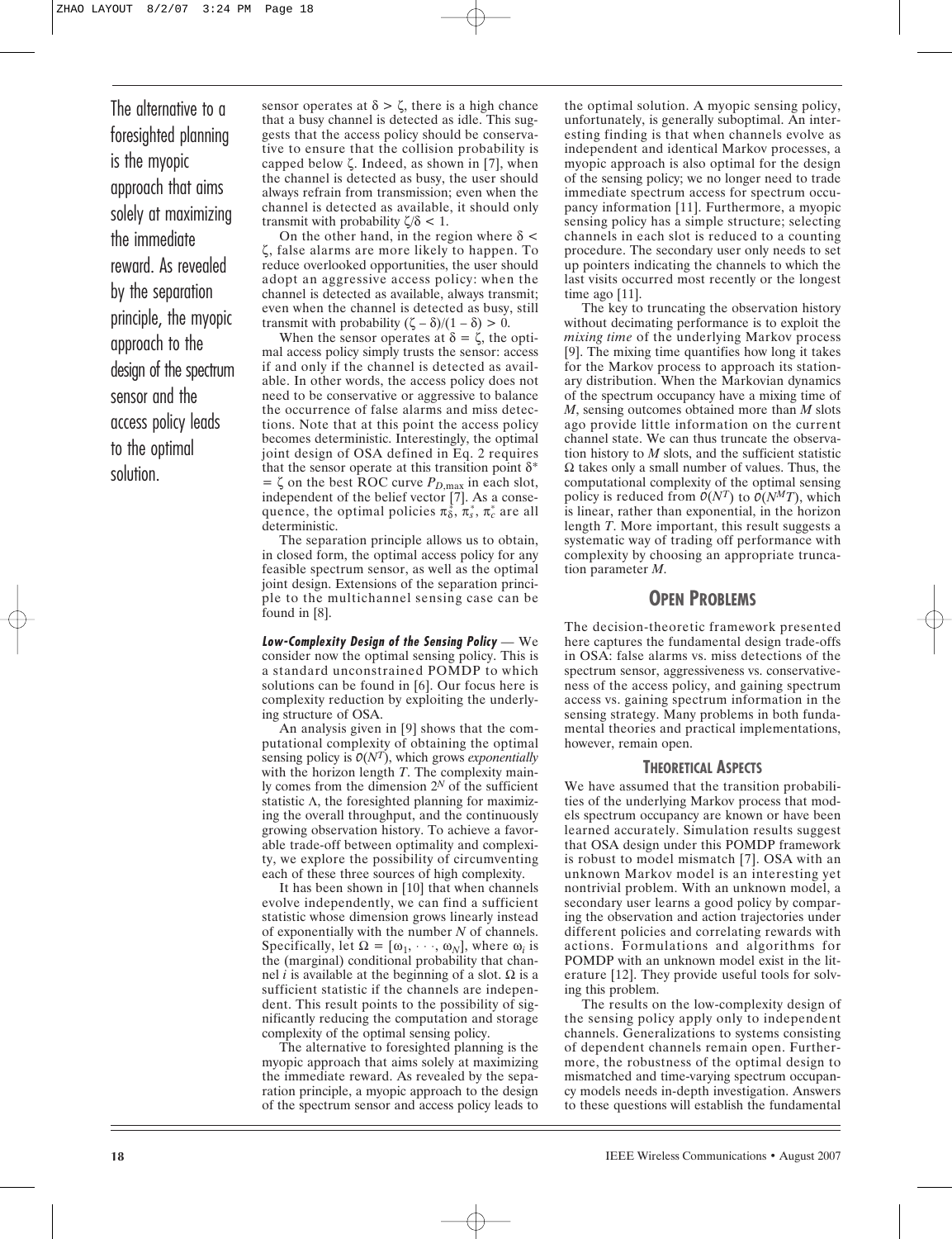The alternative to a foresighted planning is the myopic approach that aims solely at maximizing the immediate reward. As revealed by the separation principle, the myopic approach to the design of the spectrum sensor and the access policy leads to the optimal solution.

sensor operates at $\delta > \zeta$, there is a high chance that a busy channel is detected as idle. This suggests that the access policy should be conservative to ensure that the collision probability is capped below $\zeta$. Indeed, as shown in [7], when the channel is detected as busy, the user should always refrain from transmission; even when the channel is detected as available, it should only transmit with probability $\zeta/\delta < 1$.

On the other hand, in the region where $\delta < \zeta$, false alarms are more likely to happen. To reduce overlooked opportunities, the user should adopt an aggressive access policy: when the channel is detected as available, always transmit; even when the channel is detected as busy, still transmit with probability $(\zeta - \delta)/(1 - \delta) > 0$.

When the sensor operates at $\delta = \zeta$, the optimal access policy simply trusts the sensor: access if and only if the channel is detected as available. In other words, the access policy does not need to be conservative or aggressive to balance the occurrence of false alarms and miss detections. Note that at this point the access policy becomes deterministic. Interestingly, the optimal joint design of OSA defined in Eq. 2 requires that the sensor operate at this transition point $\delta^* = \zeta$ on the best ROC curve $P_{D,\max}$ in each slot, independent of the belief vector [7]. As a consequence, the optimal policies $\pi_\delta^*$, $\pi_s^*$, $\pi_c^*$ are all deterministic.

The separation principle allows us to obtain, in closed form, the optimal access policy for any feasible spectrum sensor, as well as the optimal joint design. Extensions of the separation principle to the multichannel sensing case can be found in [8].

***Low-Complexity Design of the Sensing Policy*** — We consider now the optimal sensing policy. This is a standard unconstrained POMDP to which solutions can be found in [6]. Our focus here is complexity reduction by exploiting the underlying structure of OSA.

An analysis given in [9] shows that the computational complexity of obtaining the optimal sensing policy is $\mathcal{O}(N^T)$, which grows *exponentially* with the horizon length $T$. The complexity mainly comes from the dimension $2^N$ of the sufficient statistic $\Lambda$, the foresighted planning for maximizing the overall throughput, and the continuously growing observation history. To achieve a favorable trade-off between optimality and complexity, we explore the possibility of circumventing each of these three sources of high complexity.

It has been shown in [10] that when channels evolve independently, we can find a sufficient statistic whose dimension grows linearly instead of exponentially with the number $N$ of channels. Specifically, let $\Omega = [\omega_1, \cdots, \omega_N]$, where $\omega_i$ is the (marginal) conditional probability that channel $i$ is available at the beginning of a slot. $\Omega$ is a sufficient statistic if the channels are independent. This result points to the possibility of significantly reducing the computation and storage complexity of the optimal sensing policy.

The alternative to foresighted planning is the myopic approach that aims solely at maximizing the immediate reward. As revealed by the separation principle, a myopic approach to the design of the spectrum sensor and access policy leads to the optimal solution. A myopic sensing policy, unfortunately, is generally suboptimal. An interesting finding is that when channels evolve as independent and identical Markov processes, a myopic approach is also optimal for the design of the sensing policy; we no longer need to trade immediate spectrum access for spectrum occupancy information [11]. Furthermore, a myopic sensing policy has a simple structure; selecting channels in each slot is reduced to a counting procedure. The secondary user only needs to set up pointers indicating the channels to which the last visits occurred most recently or the longest time ago [11].

The key to truncating the observation history without decimating performance is to exploit the *mixing time* of the underlying Markov process [9]. The mixing time quantifies how long it takes for the Markov process to approach its stationary distribution. When the Markovian dynamics of the spectrum occupancy have a mixing time of $M$, sensing outcomes obtained more than $M$ slots ago provide little information on the current channel state. We can thus truncate the observation history to $M$ slots, and the sufficient statistic $\Omega$ takes only a small number of values. Thus, the computational complexity of the optimal sensing policy is reduced from $\mathcal{O}(N^T)$ to $\mathcal{O}(N^M T)$, which is linear, rather than exponential, in the horizon length $T$. More important, this result suggests a systematic way of trading off performance with complexity by choosing an appropriate truncation parameter $M$.

## OPEN PROBLEMS

The decision-theoretic framework presented here captures the fundamental design trade-offs in OSA: false alarms vs. miss detections of the spectrum sensor, aggressiveness vs. conservativeness of the access policy, and gaining spectrum access vs. gaining spectrum information in the sensing strategy. Many problems in both fundamental theories and practical implementations, however, remain open.

### THEORETICAL ASPECTS

We have assumed that the transition probabilities of the underlying Markov process that models spectrum occupancy are known or have been learned accurately. Simulation results suggest that OSA design under this POMDP framework is robust to model mismatch [7]. OSA with an unknown Markov model is an interesting yet nontrivial problem. With an unknown model, a secondary user learns a good policy by comparing the observation and action trajectories under different policies and correlating rewards with actions. Formulations and algorithms for POMDP with an unknown model exist in the literature [12]. They provide useful tools for solving this problem.

The results on the low-complexity design of the sensing policy apply only to independent channels. Generalizations to systems consisting of dependent channels remain open. Furthermore, the robustness of the optimal design to mismatched and time-varying spectrum occupancy models needs in-depth investigation. Answers to these questions will establish the fundamental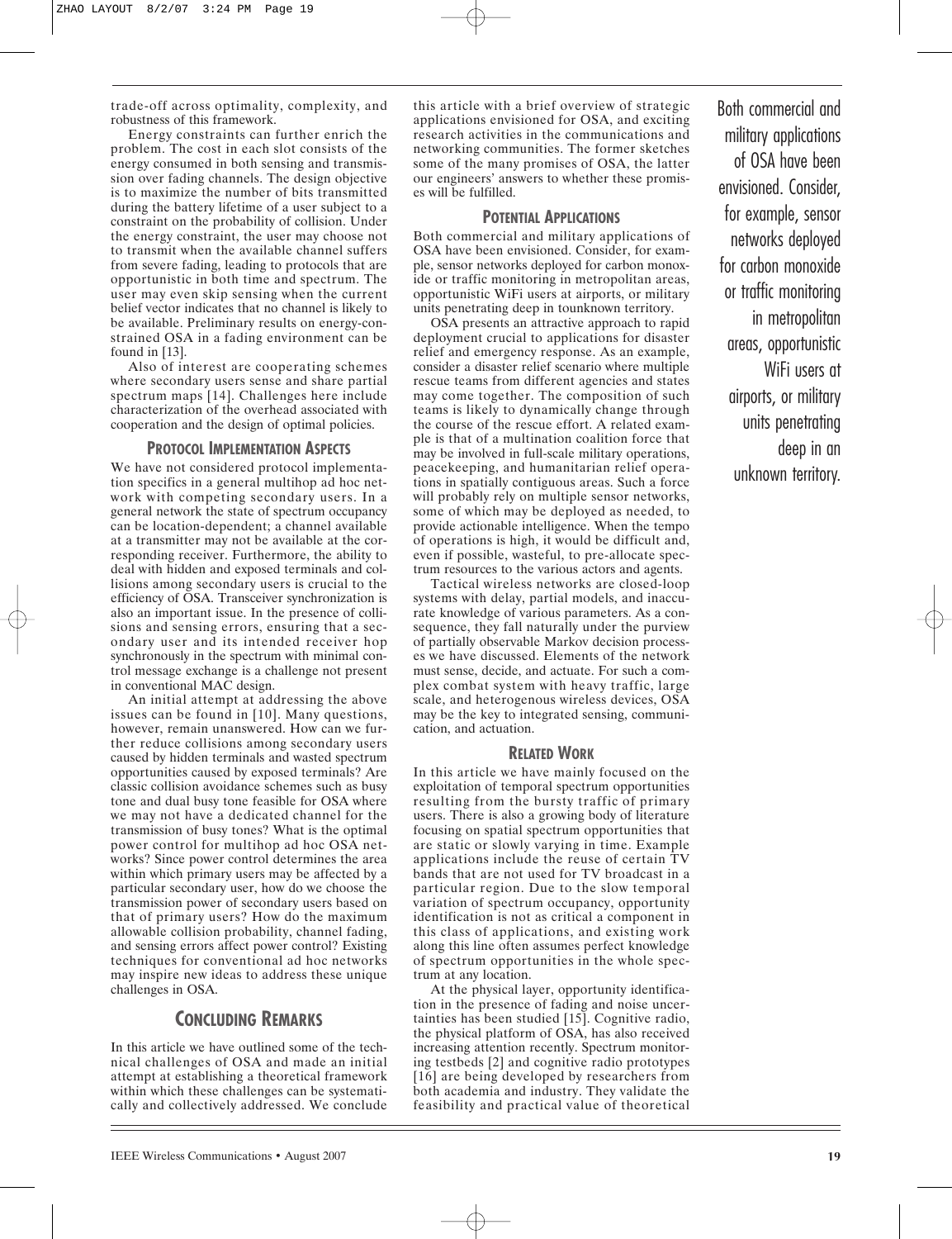trade-off across optimality, complexity, and robustness of this framework.

Energy constraints can further enrich the problem. The cost in each slot consists of the energy consumed in both sensing and transmission over fading channels. The design objective is to maximize the number of bits transmitted during the battery lifetime of a user subject to a constraint on the probability of collision. Under the energy constraint, the user may choose not to transmit when the available channel suffers from severe fading, leading to protocols that are opportunistic in both time and spectrum. The user may even skip sensing when the current belief vector indicates that no channel is likely to be available. Preliminary results on energy-constrained OSA in a fading environment can be found in [13].

Also of interest are cooperating schemes where secondary users sense and share partial spectrum maps [14]. Challenges here include characterization of the overhead associated with cooperation and the design of optimal policies.

### PROTOCOL IMPLEMENTATION ASPECTS

We have not considered protocol implementation specifics in a general multihop ad hoc network with competing secondary users. In a general network the state of spectrum occupancy can be location-dependent; a channel available at a transmitter may not be available at the corresponding receiver. Furthermore, the ability to deal with hidden and exposed terminals and collisions among secondary users is crucial to the efficiency of OSA. Transceiver synchronization is also an important issue. In the presence of collisions and sensing errors, ensuring that a secondary user and its intended receiver hop synchronously in the spectrum with minimal control message exchange is a challenge not present in conventional MAC design.

An initial attempt at addressing the above issues can be found in [10]. Many questions, however, remain unanswered. How can we further reduce collisions among secondary users caused by hidden terminals and wasted spectrum opportunities caused by exposed terminals? Are classic collision avoidance schemes such as busy tone and dual busy tone feasible for OSA where we may not have a dedicated channel for the transmission of busy tones? What is the optimal power control for multihop ad hoc OSA networks? Since power control determines the area within which primary users may be affected by a particular secondary user, how do we choose the transmission power of secondary users based on that of primary users? How do the maximum allowable collision probability, channel fading, and sensing errors affect power control? Existing techniques for conventional ad hoc networks may inspire new ideas to address these unique challenges in OSA.

## CONCLUDING REMARKS

In this article we have outlined some of the technical challenges of OSA and made an initial attempt at establishing a theoretical framework within which these challenges can be systematically and collectively addressed. We conclude this article with a brief overview of strategic applications envisioned for OSA, and exciting research activities in the communications and networking communities. The former sketches some of the many promises of OSA, the latter our engineers' answers to whether these promises will be fulfilled.

### POTENTIAL APPLICATIONS

Both commercial and military applications of OSA have been envisioned. Consider, for example, sensor networks deployed for carbon monoxide or traffic monitoring in metropolitan areas, opportunistic WiFi users at airports, or military units penetrating deep in tounknown territory.

OSA presents an attractive approach to rapid deployment crucial to applications for disaster relief and emergency response. As an example, consider a disaster relief scenario where multiple rescue teams from different agencies and states may come together. The composition of such teams is likely to dynamically change through the course of the rescue effort. A related example is that of a multination coalition force that may be involved in full-scale military operations, peacekeeping, and humanitarian relief operations in spatially contiguous areas. Such a force will probably rely on multiple sensor networks, some of which may be deployed as needed, to provide actionable intelligence. When the tempo of operations is high, it would be difficult and, even if possible, wasteful, to pre-allocate spectrum resources to the various actors and agents.

Tactical wireless networks are closed-loop systems with delay, partial models, and inaccurate knowledge of various parameters. As a consequence, they fall naturally under the purview of partially observable Markov decision processes we have discussed. Elements of the network must sense, decide, and actuate. For such a complex combat system with heavy traffic, large scale, and heterogenous wireless devices, OSA may be the key to integrated sensing, communication, and actuation.

### RELATED WORK

In this article we have mainly focused on the exploitation of temporal spectrum opportunities resulting from the bursty traffic of primary users. There is also a growing body of literature focusing on spatial spectrum opportunities that are static or slowly varying in time. Example applications include the reuse of certain TV bands that are not used for TV broadcast in a particular region. Due to the slow temporal variation of spectrum occupancy, opportunity identification is not as critical a component in this class of applications, and existing work along this line often assumes perfect knowledge of spectrum opportunities in the whole spectrum at any location.

At the physical layer, opportunity identification in the presence of fading and noise uncertainties has been studied [15]. Cognitive radio, the physical platform of OSA, has also received increasing attention recently. Spectrum monitoring testbeds [2] and cognitive radio prototypes [16] are being developed by researchers from both academia and industry. They validate the feasibility and practical value of theoretical

Both commercial and military applications of OSA have been envisioned. Consider, for example, sensor networks deployed for carbon monoxide or traffic monitoring in metropolitan areas, opportunistic WiFi users at airports, or military units penetrating deep in an unknown territory.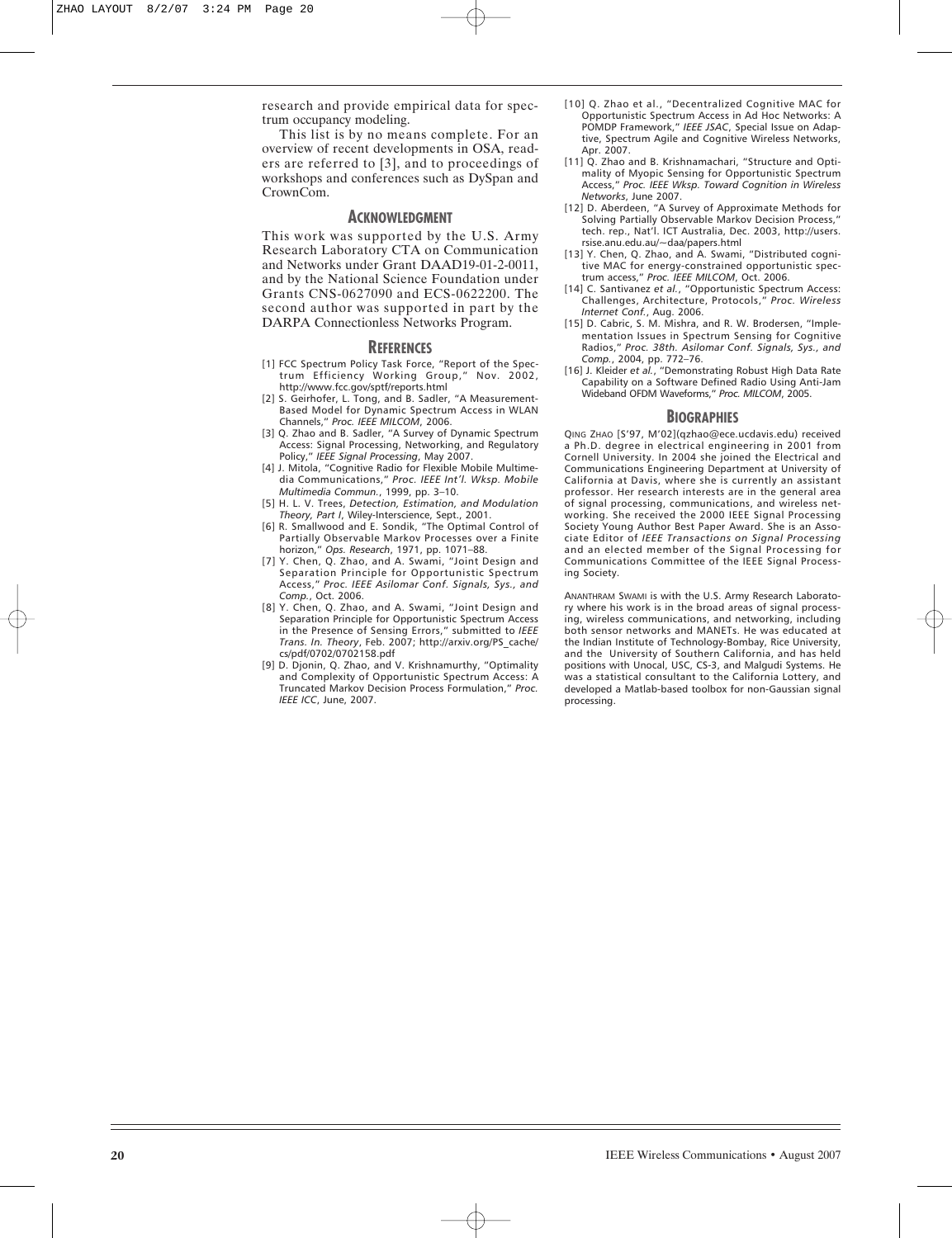research and provide empirical data for spectrum occupancy modeling.

This list is by no means complete. For an overview of recent developments in OSA, readers are referred to [3], and to proceedings of workshops and conferences such as DySpan and CrownCom.

## Acknowledgment

This work was supported by the U.S. Army Research Laboratory CTA on Communication and Networks under Grant DAAD19-01-2-0011, and by the National Science Foundation under Grants CNS-0627090 and ECS-0622200. The second author was supported in part by the DARPA Connectionless Networks Program.

## References

[1] FCC Spectrum Policy Task Force, "Report of the Spectrum Efficiency Working Group," Nov. 2002, http://www.fcc.gov/sptf/reports.html

[2] S. Geirhofer, L. Tong, and B. Sadler, "A Measurement-Based Model for Dynamic Spectrum Access in WLAN Channels," *Proc. IEEE MILCOM*, 2006.

[3] Q. Zhao and B. Sadler, "A Survey of Dynamic Spectrum Access: Signal Processing, Networking, and Regulatory Policy," *IEEE Signal Processing*, May 2007.

[4] J. Mitola, "Cognitive Radio for Flexible Mobile Multimedia Communications," *Proc. IEEE Int'l. Wksp. Mobile Multimedia Commun.*, 1999, pp. 3–10.

[5] H. L. V. Trees, *Detection, Estimation, and Modulation Theory, Part I*, Wiley-Interscience, Sept., 2001.

[6] R. Smallwood and E. Sondik, "The Optimal Control of Partially Observable Markov Processes over a Finite horizon," *Ops. Research*, 1971, pp. 1071–88.

[7] Y. Chen, Q. Zhao, and A. Swami, "Joint Design and Separation Principle for Opportunistic Spectrum Access," *Proc. IEEE Asilomar Conf. Signals, Sys., and Comp.*, Oct. 2006.

[8] Y. Chen, Q. Zhao, and A. Swami, "Joint Design and Separation Principle for Opportunistic Spectrum Access in the Presence of Sensing Errors," submitted to *IEEE Trans. In. Theory*, Feb. 2007; http://arxiv.org/PS_cache/cs/pdf/0702/0702158.pdf

[9] D. Djonin, Q. Zhao, and V. Krishnamurthy, "Optimality and Complexity of Opportunistic Spectrum Access: A Truncated Markov Decision Process Formulation," *Proc. IEEE ICC*, June, 2007.

[10] Q. Zhao et al., "Decentralized Cognitive MAC for Opportunistic Spectrum Access in Ad Hoc Networks: A POMDP Framework," *IEEE JSAC*, Special Issue on Adaptive, Spectrum Agile and Cognitive Wireless Networks, Apr. 2007.

[11] Q. Zhao and B. Krishnamachari, "Structure and Optimality of Myopic Sensing for Opportunistic Spectrum Access," *Proc. IEEE Wksp. Toward Cognition in Wireless Networks*, June 2007.

[12] D. Aberdeen, "A Survey of Approximate Methods for Solving Partially Observable Markov Decision Process," tech. rep., Nat'l. ICT Australia, Dec. 2003, http://users.rsise.anu.edu.au/~daa/papers.html

[13] Y. Chen, Q. Zhao, and A. Swami, "Distributed cognitive MAC for energy-constrained opportunistic spectrum access," *Proc. IEEE MILCOM*, Oct. 2006.

[14] C. Santivanez *et al.*, "Opportunistic Spectrum Access: Challenges, Architecture, Protocols," *Proc. Wireless Internet Conf.*, Aug. 2006.

[15] D. Cabric, S. M. Mishra, and R. W. Brodersen, "Implementation Issues in Spectrum Sensing for Cognitive Radios," *Proc. 38th. Asilomar Conf. Signals, Sys., and Comp.*, 2004, pp. 772–76.

[16] J. Kleider *et al.*, "Demonstrating Robust High Data Rate Capability on a Software Defined Radio Using Anti-Jam Wideband OFDM Waveforms," *Proc. MILCOM*, 2005.

## Biographies

QING ZHAO [S'97, M'02](qzhao@ece.ucdavis.edu) received a Ph.D. degree in electrical engineering in 2001 from Cornell University. In 2004 she joined the Electrical and Communications Engineering Department at University of California at Davis, where she is currently an assistant professor. Her research interests are in the general area of signal processing, communications, and wireless networking. She received the 2000 IEEE Signal Processing Society Young Author Best Paper Award. She is an Associate Editor of *IEEE Transactions on Signal Processing* and an elected member of the Signal Processing for Communications Committee of the IEEE Signal Processing Society.

ANANTHRAM SWAMI is with the U.S. Army Research Laboratory where his work is in the broad areas of signal processing, wireless communications, and networking, including both sensor networks and MANETs. He was educated at the Indian Institute of Technology-Bombay, Rice University, and the University of Southern California, and has held positions with Unocal, USC, CS-3, and Malgudi Systems. He was a statistical consultant to the California Lottery, and developed a Matlab-based toolbox for non-Gaussian signal processing.